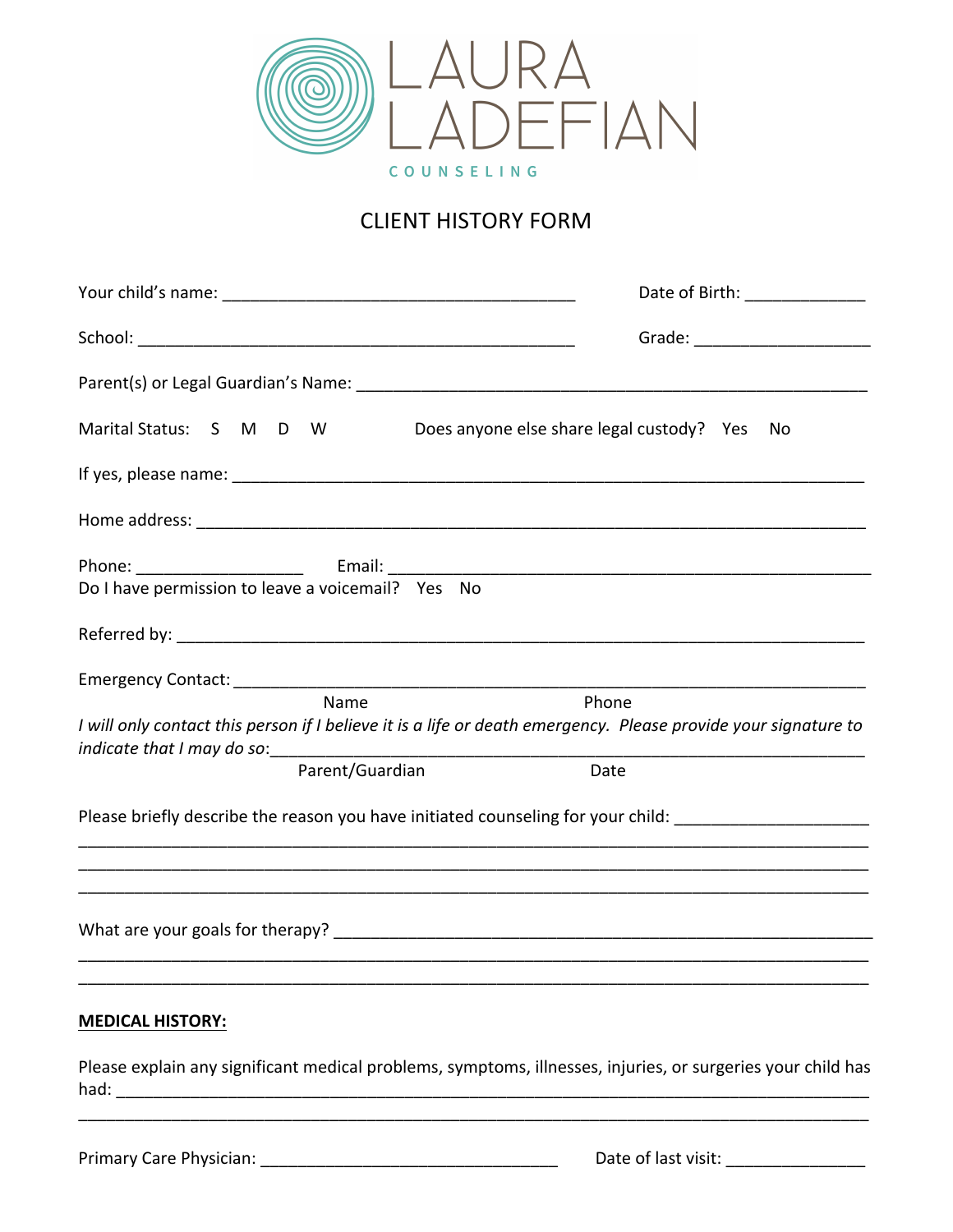# LAURA LADEFIAN

COUNSELING

## CLIENT HISTORY FORM

Your child's name: ______________________________________ Date of Birth: _____________

School: ________________________________________________ Grade: ___________________

Parent(s) or Legal Guardian's Name: _______________________________________________________

Marital Status: S M D W Does anyone else share legal custody? Yes No

If yes, please name: _____________________________________________________________________

Home address: _________________________________________________________________________

Phone: __________________ Email: _____________________________________________________

Do I have permission to leave a voicemail? Yes No

Referred by: ___________________________________________________________________________

Emergency Contact: ______________________________________________________________________

Name Phone

*I will only contact this person if I believe it is a life or death emergency. Please provide your signature to indicate that I may do so*:___________________________________________________________________

Parent/Guardian Date

Please briefly describe the reason you have initiated counseling for your child: ____________________

_____________________________________________________________________________________

_____________________________________________________________________________________

_____________________________________________________________________________________

What are your goals for therapy? __________________________________________________________

_____________________________________________________________________________________

_____________________________________________________________________________________

**MEDICAL HISTORY:**

Please explain any significant medical problems, symptoms, illnesses, injuries, or surgeries your child has had: __________________________________________________________________________________

_____________________________________________________________________________________

Primary Care Physician: ________________________________ Date of last visit: ______________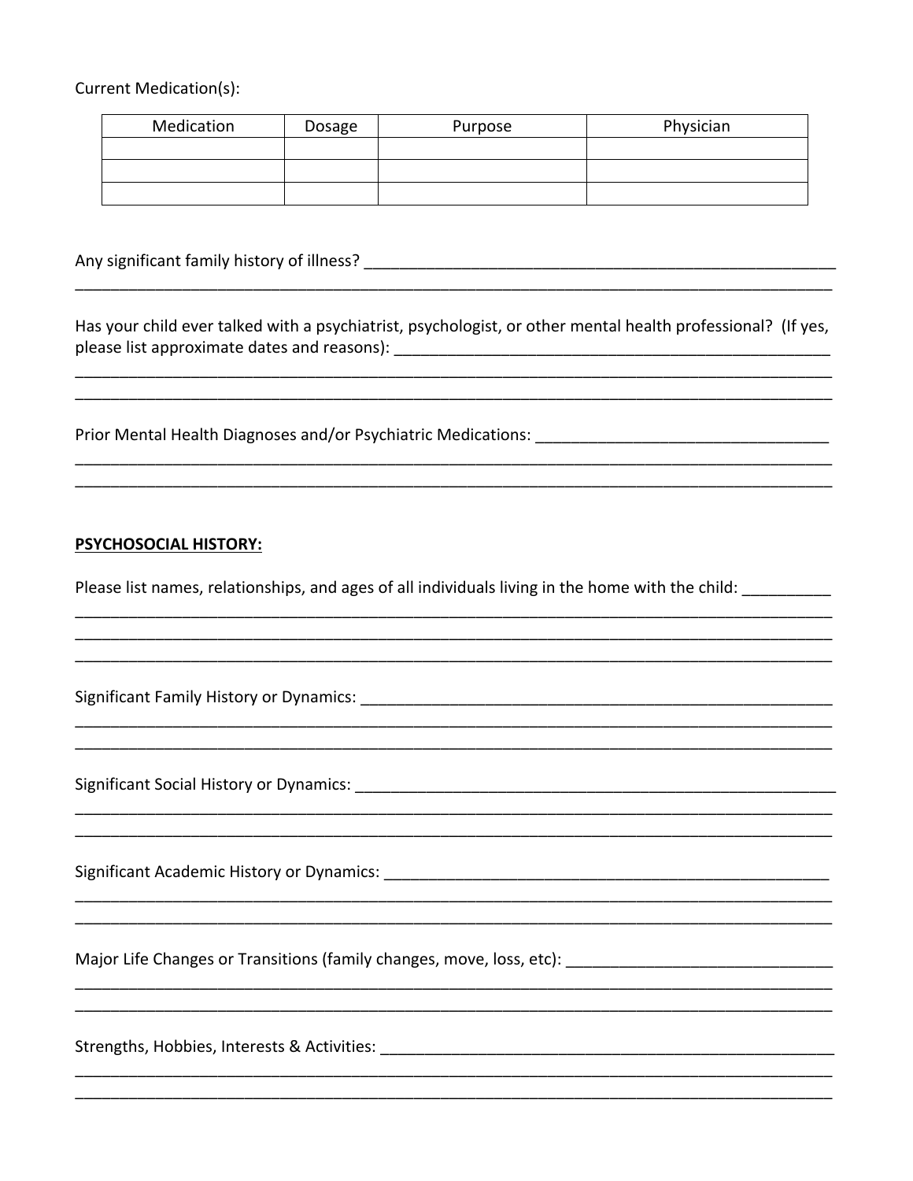Current Medication(s):

| Medication | Dosage | Purpose | Physician |
|---|---|---|---|
| | | | |
| | | | |
| | | | |

Any significant family history of illness? ___________________________________________________________
_______________________________________________________________________________________________

Has your child ever talked with a psychiatrist, psychologist, or other mental health professional? (If yes, please list approximate dates and reasons): _____________________________________________________
_______________________________________________________________________________________________
_______________________________________________________________________________________________

Prior Mental Health Diagnoses and/or Psychiatric Medications: ___________________________________
_______________________________________________________________________________________________
_______________________________________________________________________________________________

**PSYCHOSOCIAL HISTORY:**

Please list names, relationships, and ages of all individuals living in the home with the child: __________
_______________________________________________________________________________________________
_______________________________________________________________________________________________
_______________________________________________________________________________________________

Significant Family History or Dynamics: ____________________________________________________________
_______________________________________________________________________________________________
_______________________________________________________________________________________________

Significant Social History or Dynamics: _____________________________________________________________
_______________________________________________________________________________________________
_______________________________________________________________________________________________

Significant Academic History or Dynamics: _________________________________________________________
_______________________________________________________________________________________________
_______________________________________________________________________________________________

Major Life Changes or Transitions (family changes, move, loss, etc): _______________________________
_______________________________________________________________________________________________
_______________________________________________________________________________________________

Strengths, Hobbies, Interests & Activities: _________________________________________________________
_______________________________________________________________________________________________
_______________________________________________________________________________________________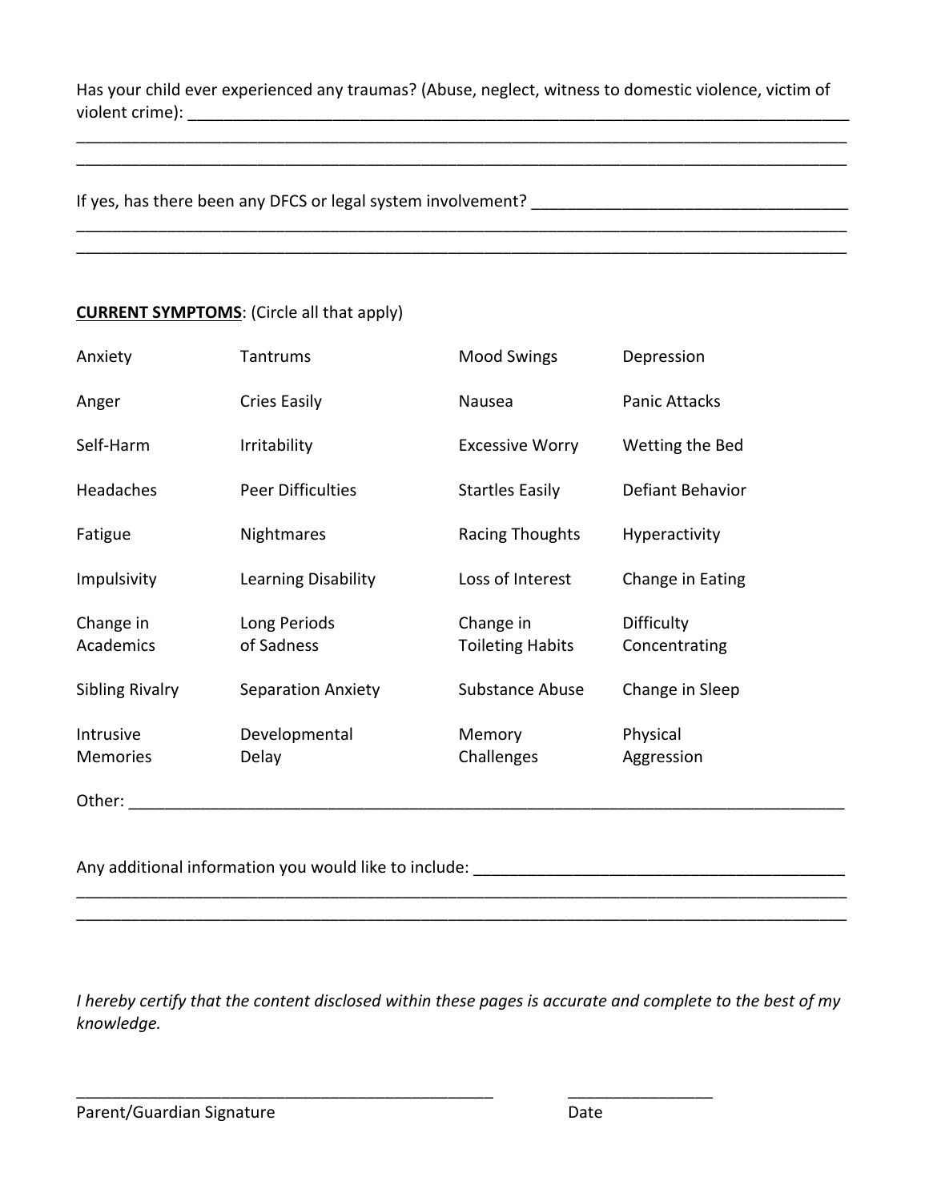Has your child ever experienced any traumas? (Abuse, neglect, witness to domestic violence, victim of violent crime): ______________________________________________________________________________
______________________________________________________________________________________
______________________________________________________________________________________

If yes, has there been any DFCS or legal system involvement? ___________________________________
______________________________________________________________________________________
______________________________________________________________________________________

**CURRENT SYMPTOMS**: (Circle all that apply)

| | | | |
|---|---|---|---|
| Anxiety | Tantrums | Mood Swings | Depression |
| Anger | Cries Easily | Nausea | Panic Attacks |
| Self-Harm | Irritability | Excessive Worry | Wetting the Bed |
| Headaches | Peer Difficulties | Startles Easily | Defiant Behavior |
| Fatigue | Nightmares | Racing Thoughts | Hyperactivity |
| Impulsivity | Learning Disability | Loss of Interest | Change in Eating |
| Change in Academics | Long Periods of Sadness | Change in Toileting Habits | Difficulty Concentrating |
| Sibling Rivalry | Separation Anxiety | Substance Abuse | Change in Sleep |
| Intrusive Memories | Developmental Delay | Memory Challenges | Physical Aggression |

Other: _________________________________________________________________________________

Any additional information you would like to include: _____________________________________________
______________________________________________________________________________________
______________________________________________________________________________________

*I hereby certify that the content disclosed within these pages is accurate and complete to the best of my knowledge.*

________________________________________________        ________________

Parent/Guardian Signature        Date